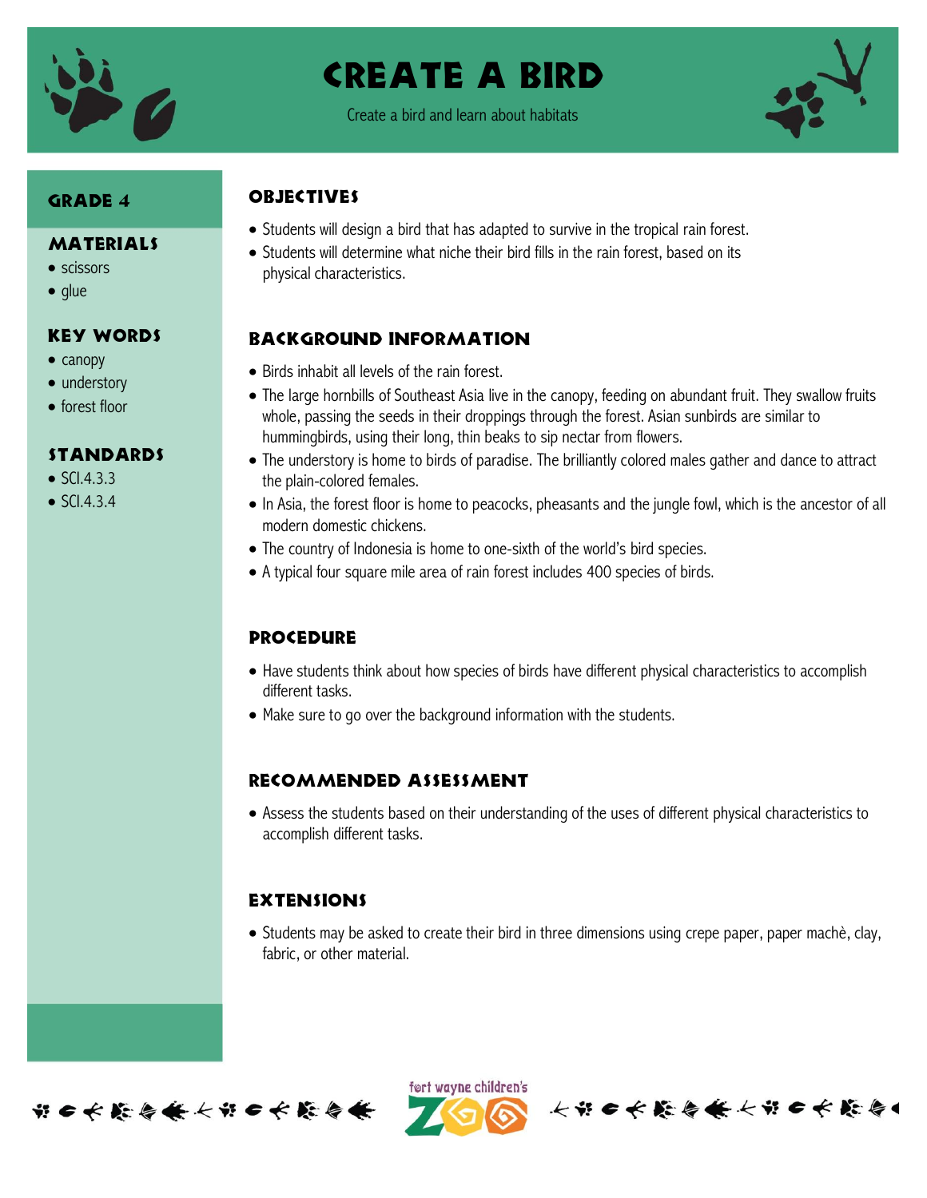# Create a Bird

Create a bird and learn about habitats

## Grade 4

## Materials

- scissors
- glue

## Key Words

- canopy
- understory
- forest floor

## Standards

- SCI.4.3.3
- SCI.4.3.4

## Objectives

- Students will design a bird that has adapted to survive in the tropical rain forest.
- Students will determine what niche their bird fills in the rain forest, based on its physical characteristics.

## Background Information

- Birds inhabit all levels of the rain forest.
- The large hornbills of Southeast Asia live in the canopy, feeding on abundant fruit. They swallow fruits whole, passing the seeds in their droppings through the forest. Asian sunbirds are similar to hummingbirds, using their long, thin beaks to sip nectar from flowers.
- The understory is home to birds of paradise. The brilliantly colored males gather and dance to attract the plain-colored females.
- In Asia, the forest floor is home to peacocks, pheasants and the jungle fowl, which is the ancestor of all modern domestic chickens.
- The country of Indonesia is home to one-sixth of the world's bird species.
- A typical four square mile area of rain forest includes 400 species of birds.

## Procedure

- Have students think about how species of birds have different physical characteristics to accomplish different tasks.
- Make sure to go over the background information with the students.

## Recommended Assessment

- Assess the students based on their understanding of the uses of different physical characteristics to accomplish different tasks.

## Extensions

- Students may be asked to create their bird in three dimensions using crepe paper, paper machè, clay, fabric, or other material.

fort wayne children's ZOO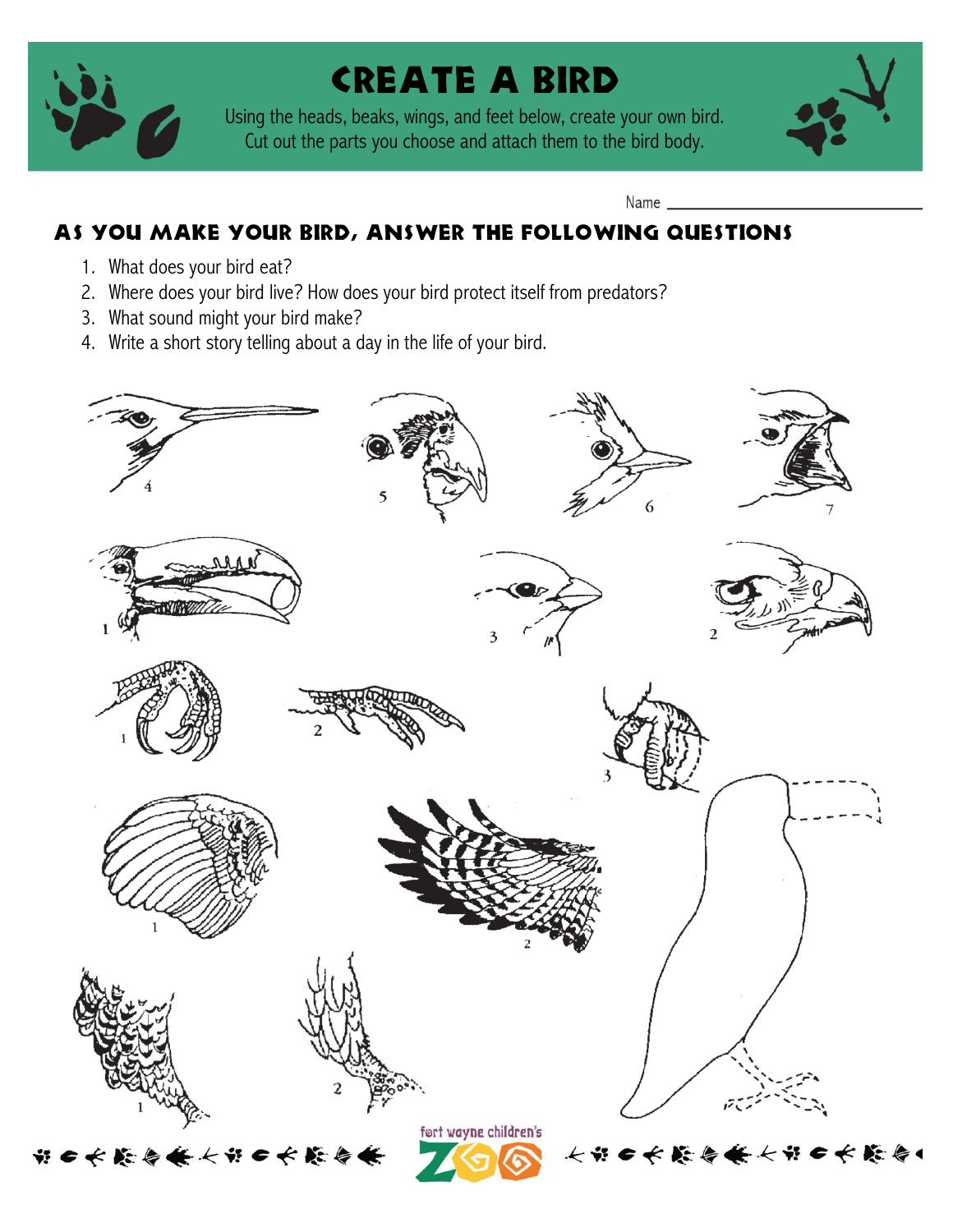# CREATE A BIRD

Using the heads, beaks, wings, and feet below, create your own bird.
Cut out the parts you choose and attach them to the bird body.

Name ___________________________

## AS YOU MAKE YOUR BIRD, ANSWER THE FOLLOWING QUESTIONS

1. What does your bird eat?
2. Where does your bird live? How does your bird protect itself from predators?
3. What sound might your bird make?
4. Write a short story telling about a day in the life of your bird.

4

5

6

7

1

3

2

1

2

3

1

2

1

2

fort wayne children's ZOO